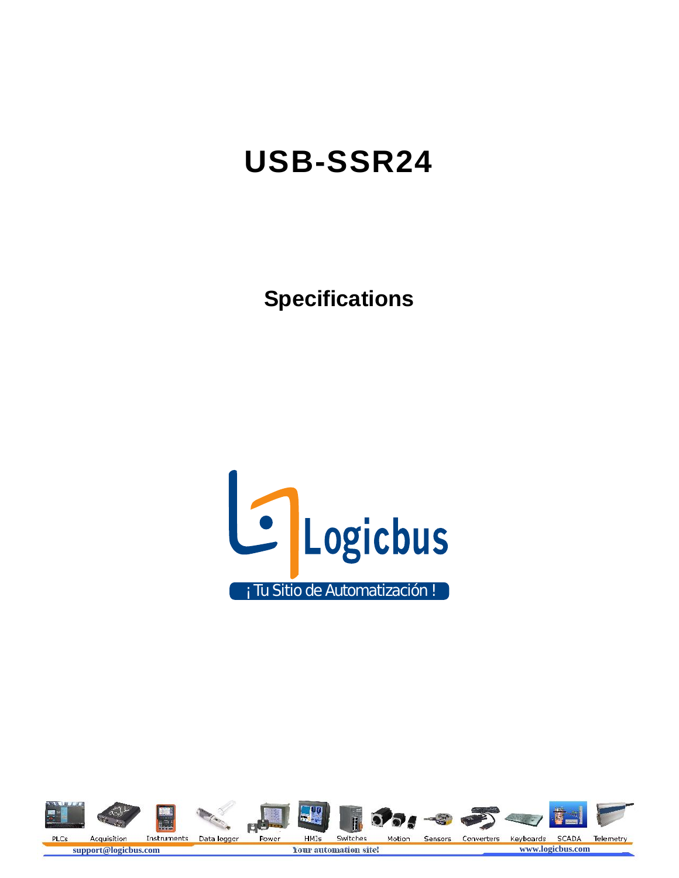# USB-SSR24

## Specifications

Logicbus

¡ Tu Sitio de Automatización !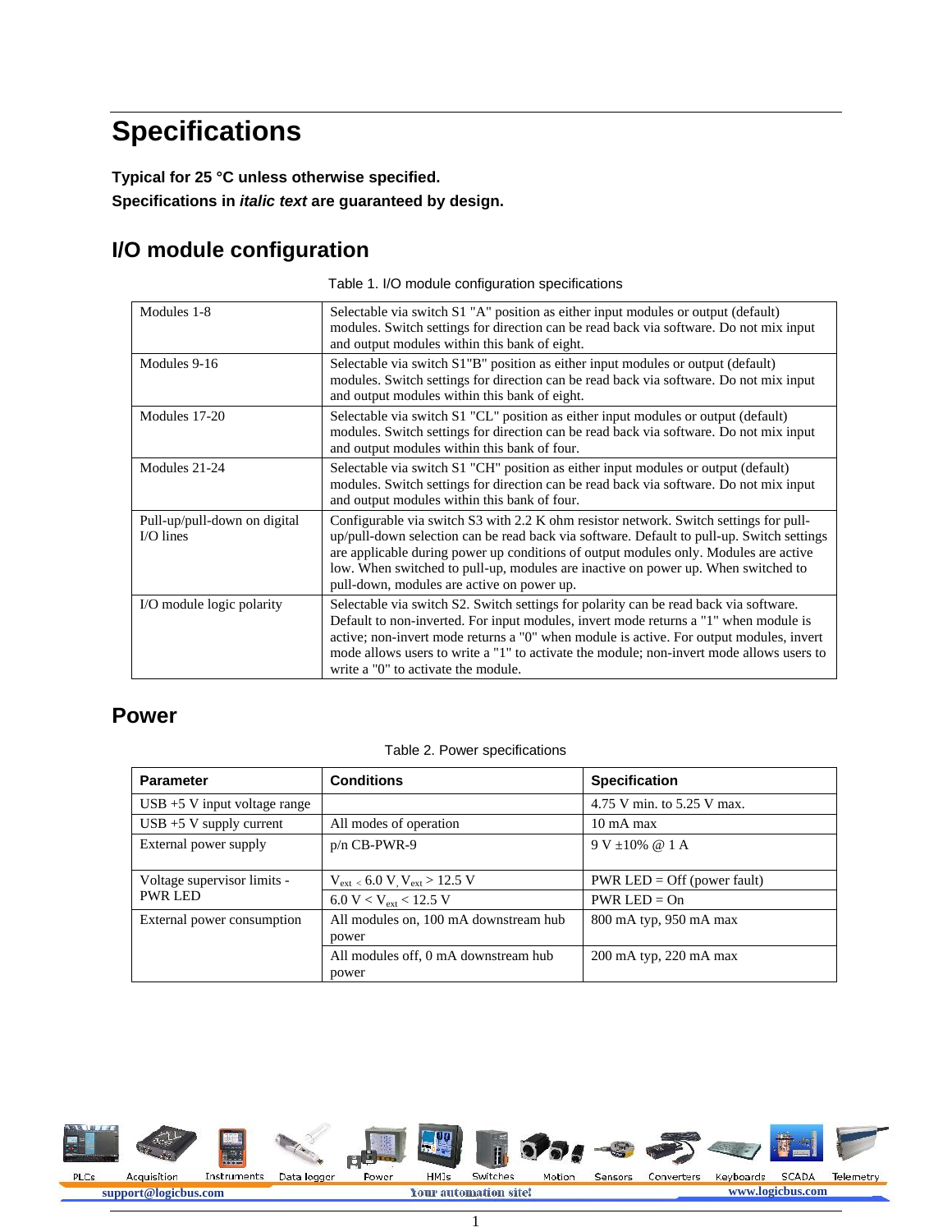# Specifications

**Typical for 25 °C unless otherwise specified.**

**Specifications in *italic text* are guaranteed by design.**

## I/O module configuration

Table 1. I/O module configuration specifications

| | |
|---|---|
| Modules 1-8 | Selectable via switch S1 "A" position as either input modules or output (default) modules. Switch settings for direction can be read back via software. Do not mix input and output modules within this bank of eight. |
| Modules 9-16 | Selectable via switch S1"B" position as either input modules or output (default) modules. Switch settings for direction can be read back via software. Do not mix input and output modules within this bank of eight. |
| Modules 17-20 | Selectable via switch S1 "CL" position as either input modules or output (default) modules. Switch settings for direction can be read back via software. Do not mix input and output modules within this bank of four. |
| Modules 21-24 | Selectable via switch S1 "CH" position as either input modules or output (default) modules. Switch settings for direction can be read back via software. Do not mix input and output modules within this bank of four. |
| Pull-up/pull-down on digital I/O lines | Configurable via switch S3 with 2.2 K ohm resistor network. Switch settings for pull-up/pull-down selection can be read back via software. Default to pull-up. Switch settings are applicable during power up conditions of output modules only. Modules are active low. When switched to pull-up, modules are inactive on power up. When switched to pull-down, modules are active on power up. |
| I/O module logic polarity | Selectable via switch S2. Switch settings for polarity can be read back via software. Default to non-inverted. For input modules, invert mode returns a "1" when module is active; non-invert mode returns a "0" when module is active. For output modules, invert mode allows users to write a "1" to activate the module; non-invert mode allows users to write a "0" to activate the module. |

## Power

Table 2. Power specifications

| Parameter | Conditions | Specification |
|---|---|---|
| USB +5 V input voltage range | | 4.75 V min. to 5.25 V max. |
| USB +5 V supply current | All modes of operation | 10 mA max |
| External power supply | p/n CB-PWR-9 | 9 V ±10% @ 1 A |
| Voltage supervisor limits - PWR LED | $V_{ext} < 6.0$ V, $V_{ext} > 12.5$ V | PWR LED = Off (power fault) |
| | $6.0 \text{ V} < V_{ext} < 12.5$ V | PWR LED = On |
| External power consumption | All modules on, 100 mA downstream hub power | 800 mA typ, 950 mA max |
| | All modules off, 0 mA downstream hub power | 200 mA typ, 220 mA max |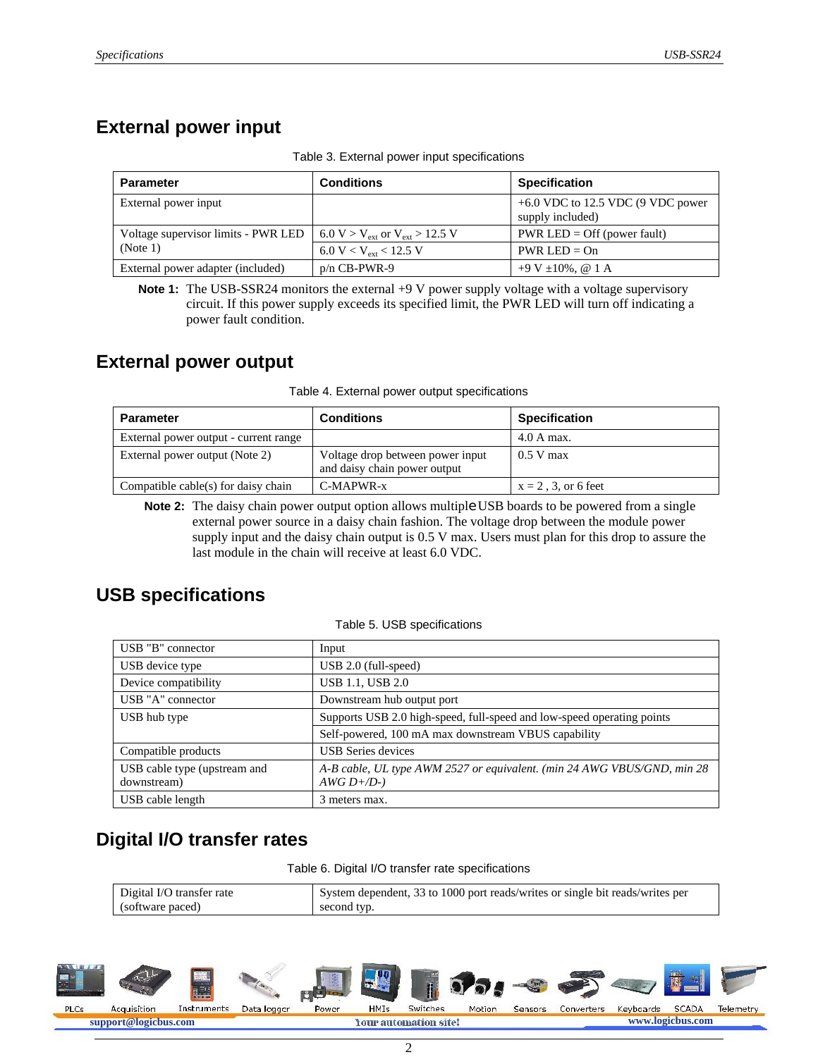## External power input

Table 3. External power input specifications

| Parameter | Conditions | Specification |
|---|---|---|
| External power input | | +6.0 VDC to 12.5 VDC (9 VDC power supply included) |
| Voltage supervisor limits - PWR LED (Note 1) | 6.0 V > $V_{ext}$ or $V_{ext}$ > 12.5 V | PWR LED = Off (power fault) |
| | 6.0 V < $V_{ext}$ < 12.5 V | PWR LED = On |
| External power adapter (included) | p/n CB-PWR-9 | +9 V ±10%, @ 1 A |

**Note 1:** The USB-SSR24 monitors the external +9 V power supply voltage with a voltage supervisory circuit. If this power supply exceeds its specified limit, the PWR LED will turn off indicating a power fault condition.

## External power output

Table 4. External power output specifications

| Parameter | Conditions | Specification |
|---|---|---|
| External power output - current range | | 4.0 A max. |
| External power output (Note 2) | Voltage drop between power input and daisy chain power output | 0.5 V max |
| Compatible cable(s) for daisy chain | C-MAPWR-x | x = 2 , 3, or 6 feet |

**Note 2:** The daisy chain power output option allows multiple USB boards to be powered from a single external power source in a daisy chain fashion. The voltage drop between the module power supply input and the daisy chain output is 0.5 V max. Users must plan for this drop to assure the last module in the chain will receive at least 6.0 VDC.

## USB specifications

Table 5. USB specifications

| | |
|---|---|
| USB "B" connector | Input |
| USB device type | USB 2.0 (full-speed) |
| Device compatibility | USB 1.1, USB 2.0 |
| USB "A" connector | Downstream hub output port |
| USB hub type | Supports USB 2.0 high-speed, full-speed and low-speed operating points |
| | Self-powered, 100 mA max downstream VBUS capability |
| Compatible products | USB Series devices |
| USB cable type (upstream and downstream) | *A-B cable, UL type AWM 2527 or equivalent. (min 24 AWG VBUS/GND, min 28 AWG D+/D-)* |
| USB cable length | 3 meters max. |

## Digital I/O transfer rates

Table 6. Digital I/O transfer rate specifications

| | |
|---|---|
| Digital I/O transfer rate (software paced) | System dependent, 33 to 1000 port reads/writes or single bit reads/writes per second typ. |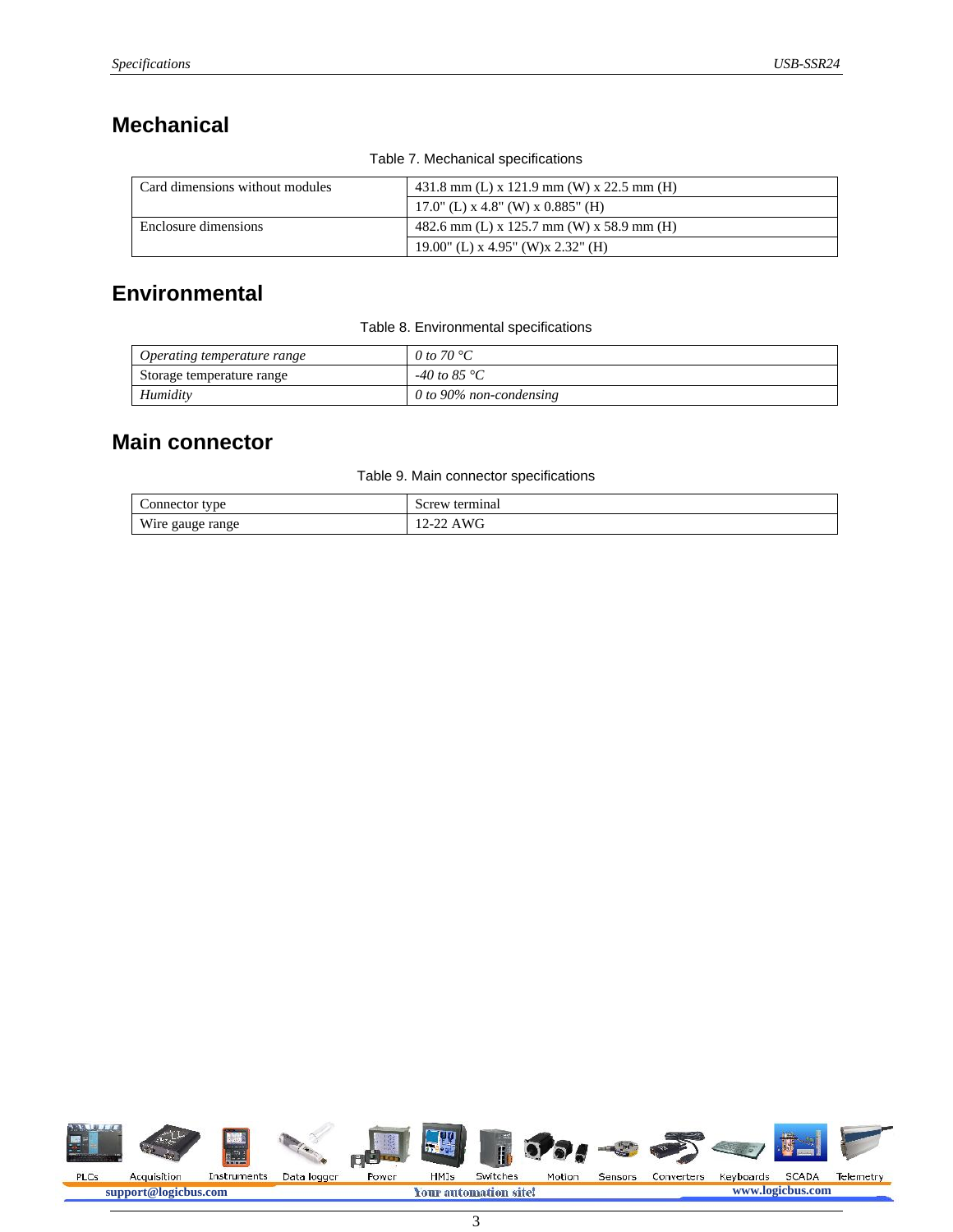## Mechanical

Table 7. Mechanical specifications

| | |
|---|---|
| Card dimensions without modules | 431.8 mm (L) x 121.9 mm (W) x 22.5 mm (H) |
| | 17.0" (L) x 4.8" (W) x 0.885" (H) |
| Enclosure dimensions | 482.6 mm (L) x 125.7 mm (W) x 58.9 mm (H) |
| | 19.00" (L) x 4.95" (W)x 2.32" (H) |

## Environmental

Table 8. Environmental specifications

| | |
|---|---|
| *Operating temperature range* | *0 to 70 °C* |
| Storage temperature range | *-40 to 85 °C* |
| *Humidity* | *0 to 90% non-condensing* |

## Main connector

Table 9. Main connector specifications

| | |
|---|---|
| Connector type | Screw terminal |
| Wire gauge range | 12-22 AWG |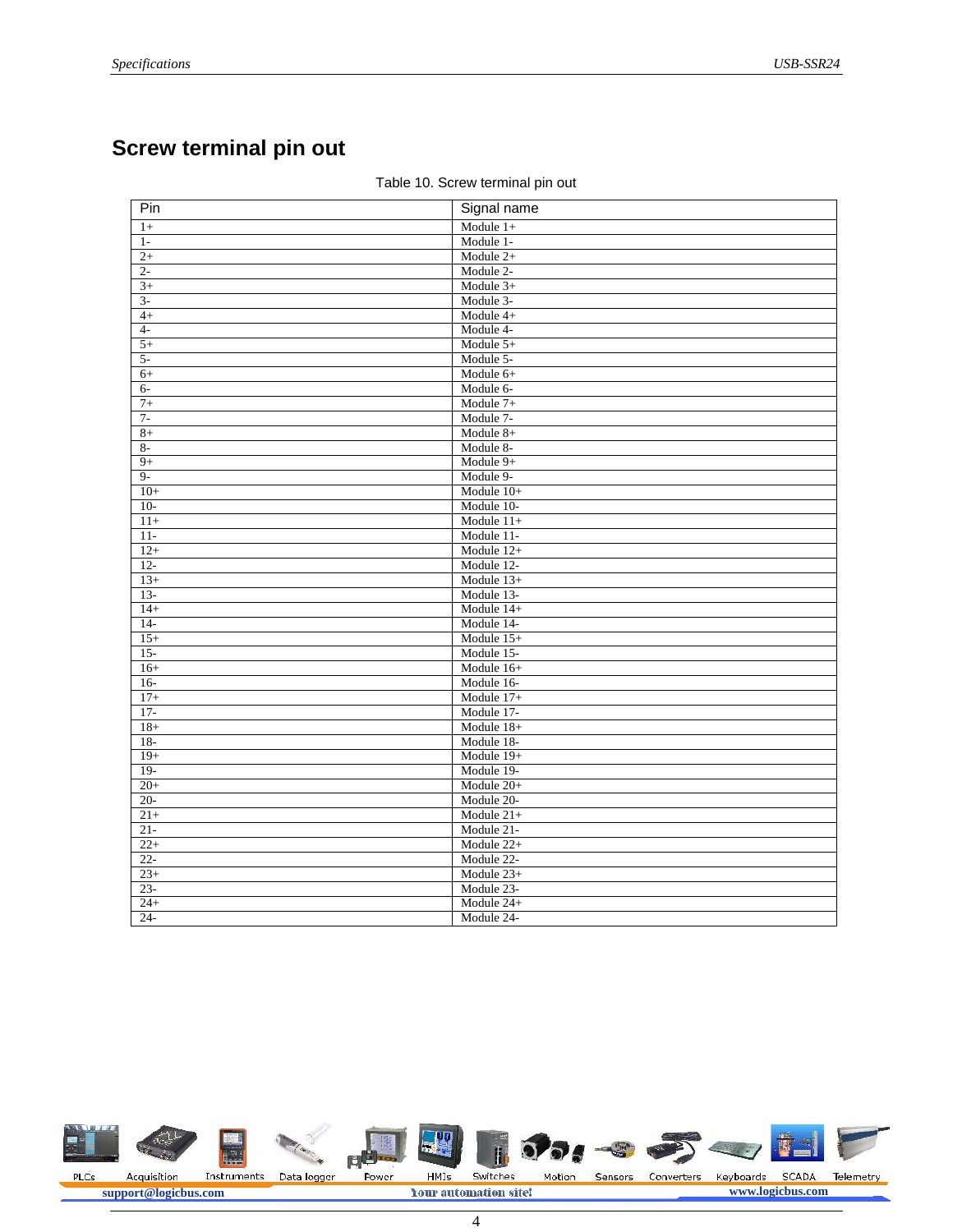## Screw terminal pin out

Table 10. Screw terminal pin out

| Pin | Signal name |
|---|---|
| 1+ | Module 1+ |
| 1- | Module 1- |
| 2+ | Module 2+ |
| 2- | Module 2- |
| 3+ | Module 3+ |
| 3- | Module 3- |
| 4+ | Module 4+ |
| 4- | Module 4- |
| 5+ | Module 5+ |
| 5- | Module 5- |
| 6+ | Module 6+ |
| 6- | Module 6- |
| 7+ | Module 7+ |
| 7- | Module 7- |
| 8+ | Module 8+ |
| 8- | Module 8- |
| 9+ | Module 9+ |
| 9- | Module 9- |
| 10+ | Module 10+ |
| 10- | Module 10- |
| 11+ | Module 11+ |
| 11- | Module 11- |
| 12+ | Module 12+ |
| 12- | Module 12- |
| 13+ | Module 13+ |
| 13- | Module 13- |
| 14+ | Module 14+ |
| 14- | Module 14- |
| 15+ | Module 15+ |
| 15- | Module 15- |
| 16+ | Module 16+ |
| 16- | Module 16- |
| 17+ | Module 17+ |
| 17- | Module 17- |
| 18+ | Module 18+ |
| 18- | Module 18- |
| 19+ | Module 19+ |
| 19- | Module 19- |
| 20+ | Module 20+ |
| 20- | Module 20- |
| 21+ | Module 21+ |
| 21- | Module 21- |
| 22+ | Module 22+ |
| 22- | Module 22- |
| 23+ | Module 23+ |
| 23- | Module 23- |
| 24+ | Module 24+ |
| 24- | Module 24- |